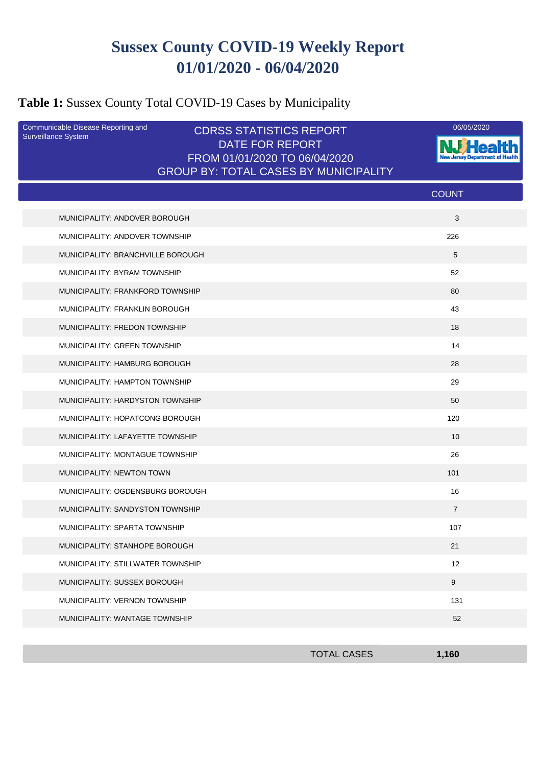# Sussex County COVID-19 Weekly Report
# 01/01/2020 - 06/04/2020

## **Table 1:** Sussex County Total COVID-19 Cases by Municipality

Communicable Disease Reporting and Surveillance System

CDRSS STATISTICS REPORT
DATE FOR REPORT
FROM 01/01/2020 TO 06/04/2020
GROUP BY: TOTAL CASES BY MUNICIPALITY

06/05/2020

NJ Health
New Jersey Department of Health

| | COUNT |
|---|---|
| MUNICIPALITY: ANDOVER BOROUGH | 3 |
| MUNICIPALITY: ANDOVER TOWNSHIP | 226 |
| MUNICIPALITY: BRANCHVILLE BOROUGH | 5 |
| MUNICIPALITY: BYRAM TOWNSHIP | 52 |
| MUNICIPALITY: FRANKFORD TOWNSHIP | 80 |
| MUNICIPALITY: FRANKLIN BOROUGH | 43 |
| MUNICIPALITY: FREDON TOWNSHIP | 18 |
| MUNICIPALITY: GREEN TOWNSHIP | 14 |
| MUNICIPALITY: HAMBURG BOROUGH | 28 |
| MUNICIPALITY: HAMPTON TOWNSHIP | 29 |
| MUNICIPALITY: HARDYSTON TOWNSHIP | 50 |
| MUNICIPALITY: HOPATCONG BOROUGH | 120 |
| MUNICIPALITY: LAFAYETTE TOWNSHIP | 10 |
| MUNICIPALITY: MONTAGUE TOWNSHIP | 26 |
| MUNICIPALITY: NEWTON TOWN | 101 |
| MUNICIPALITY: OGDENSBURG BOROUGH | 16 |
| MUNICIPALITY: SANDYSTON TOWNSHIP | 7 |
| MUNICIPALITY: SPARTA TOWNSHIP | 107 |
| MUNICIPALITY: STANHOPE BOROUGH | 21 |
| MUNICIPALITY: STILLWATER TOWNSHIP | 12 |
| MUNICIPALITY: SUSSEX BOROUGH | 9 |
| MUNICIPALITY: VERNON TOWNSHIP | 131 |
| MUNICIPALITY: WANTAGE TOWNSHIP | 52 |
| TOTAL CASES | **1,160** |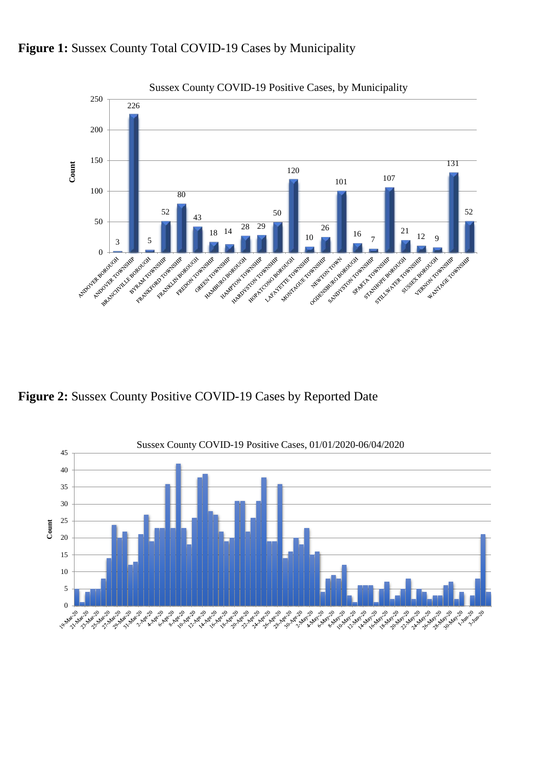**Figure 1:** Sussex County Total COVID-19 Cases by Municipality

**Figure 2:** Sussex County Positive COVID-19 Cases by Reported Date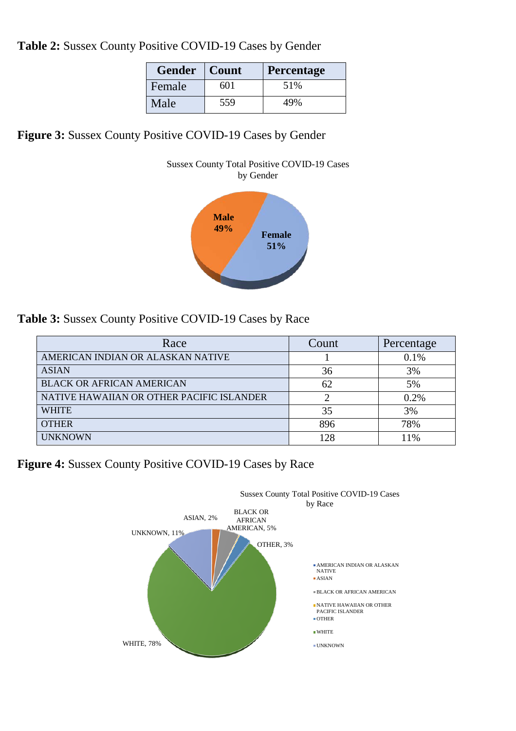**Table 2:** Sussex County Positive COVID-19 Cases by Gender

| Gender | Count | Percentage |
|---|---|---|
| Female | 601 | 51% |
| Male | 559 | 49% |

**Figure 3:** Sussex County Positive COVID-19 Cases by Gender

**Table 3:** Sussex County Positive COVID-19 Cases by Race

| Race | Count | Percentage |
|---|---|---|
| AMERICAN INDIAN OR ALASKAN NATIVE | 1 | 0.1% |
| ASIAN | 36 | 3% |
| BLACK OR AFRICAN AMERICAN | 62 | 5% |
| NATIVE HAWAIIAN OR OTHER PACIFIC ISLANDER | 2 | 0.2% |
| WHITE | 35 | 3% |
| OTHER | 896 | 78% |
| UNKNOWN | 128 | 11% |

**Figure 4:** Sussex County Positive COVID-19 Cases by Race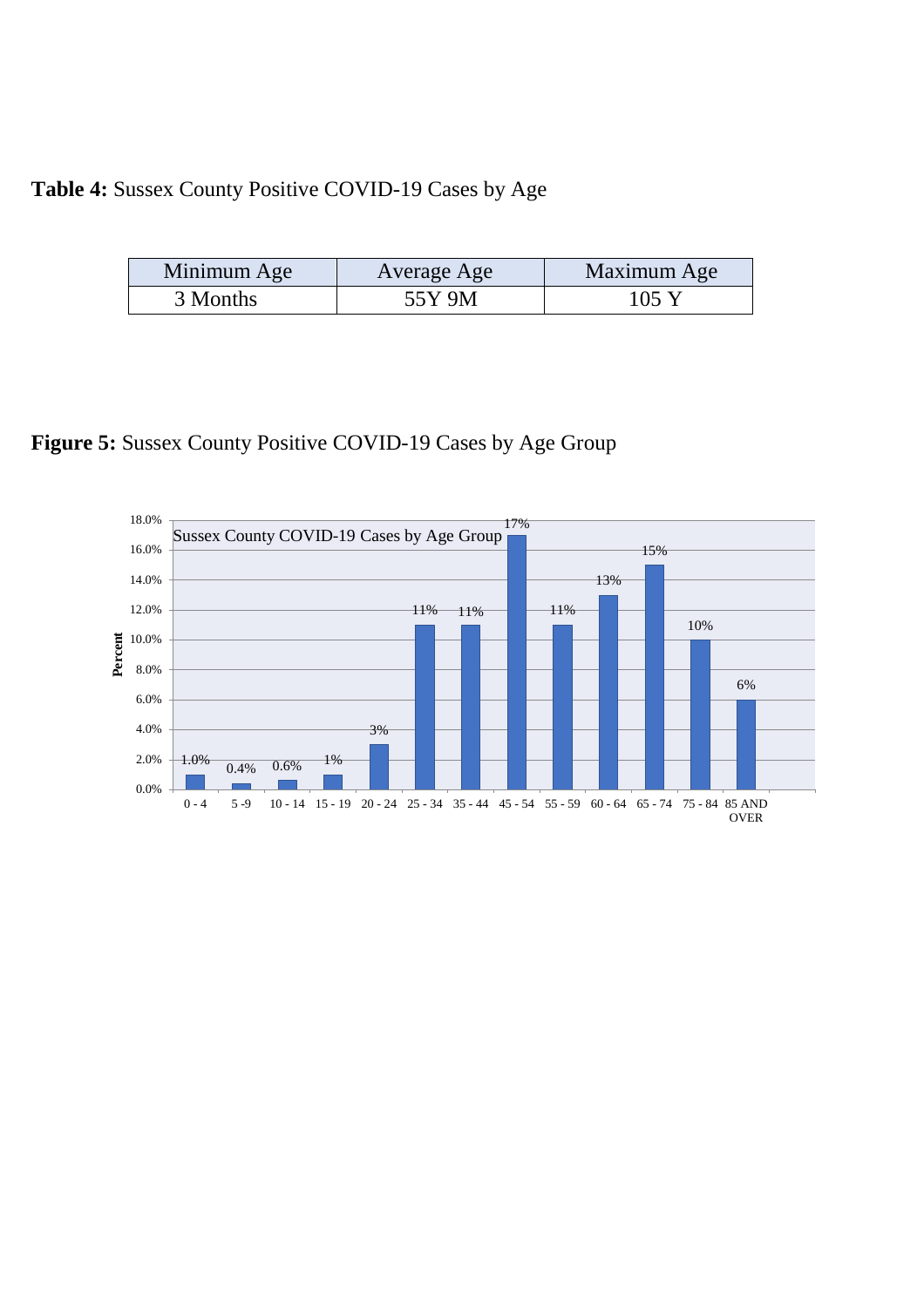**Table 4:** Sussex County Positive COVID-19 Cases by Age

| Minimum Age | Average Age | Maximum Age |
|---|---|---|
| 3 Months | 55Y 9M | 105 Y |

**Figure 5:** Sussex County Positive COVID-19 Cases by Age Group

Sussex County COVID-19 Cases by Age Group

| Age Group | Percent |
|---|---|
| 0 - 4 | 1.0% |
| 5 -9 | 0.4% |
| 10 - 14 | 0.6% |
| 15 - 19 | 1% |
| 20 - 24 | 3% |
| 25 - 34 | 11% |
| 35 - 44 | 11% |
| 45 - 54 | 17% |
| 55 - 59 | 11% |
| 60 - 64 | 13% |
| 65 - 74 | 15% |
| 75 - 84 | 10% |
| 85 AND OVER | 6% |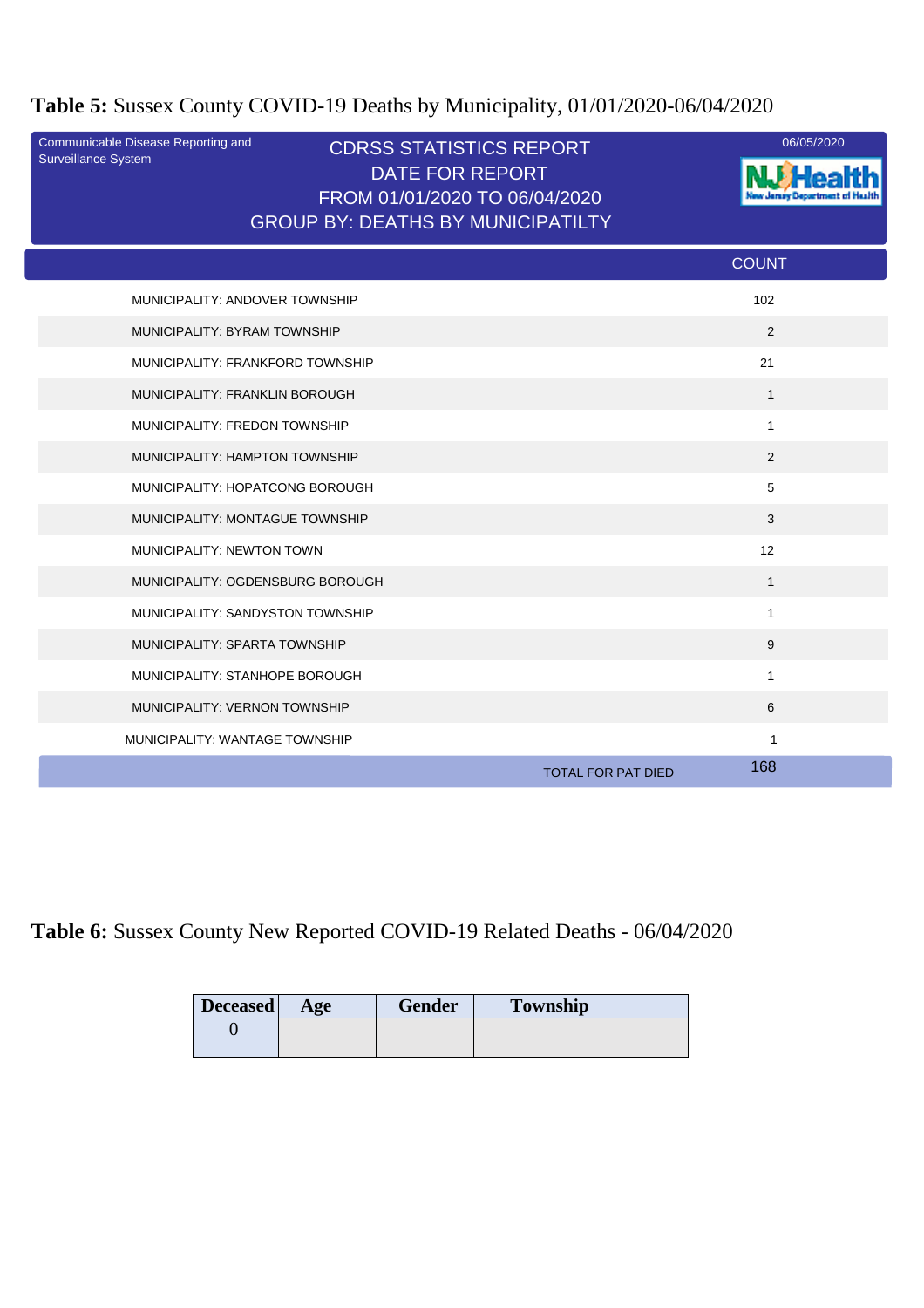**Table 5:** Sussex County COVID-19 Deaths by Municipality, 01/01/2020-06/04/2020

Communicable Disease Reporting and Surveillance System

CDRSS STATISTICS REPORT
DATE FOR REPORT
FROM 01/01/2020 TO 06/04/2020
GROUP BY: DEATHS BY MUNICIPATILTY

06/05/2020

NJ Health New Jersey Department of Health

| | COUNT |
|---|---|
| MUNICIPALITY: ANDOVER TOWNSHIP | 102 |
| MUNICIPALITY: BYRAM TOWNSHIP | 2 |
| MUNICIPALITY: FRANKFORD TOWNSHIP | 21 |
| MUNICIPALITY: FRANKLIN BOROUGH | 1 |
| MUNICIPALITY: FREDON TOWNSHIP | 1 |
| MUNICIPALITY: HAMPTON TOWNSHIP | 2 |
| MUNICIPALITY: HOPATCONG BOROUGH | 5 |
| MUNICIPALITY: MONTAGUE TOWNSHIP | 3 |
| MUNICIPALITY: NEWTON TOWN | 12 |
| MUNICIPALITY: OGDENSBURG BOROUGH | 1 |
| MUNICIPALITY: SANDYSTON TOWNSHIP | 1 |
| MUNICIPALITY: SPARTA TOWNSHIP | 9 |
| MUNICIPALITY: STANHOPE BOROUGH | 1 |
| MUNICIPALITY: VERNON TOWNSHIP | 6 |
| MUNICIPALITY: WANTAGE TOWNSHIP | 1 |
| TOTAL FOR PAT DIED | 168 |

**Table 6:** Sussex County New Reported COVID-19 Related Deaths - 06/04/2020

| Deceased | Age | Gender | Township |
|---|---|---|---|
| 0 | | | |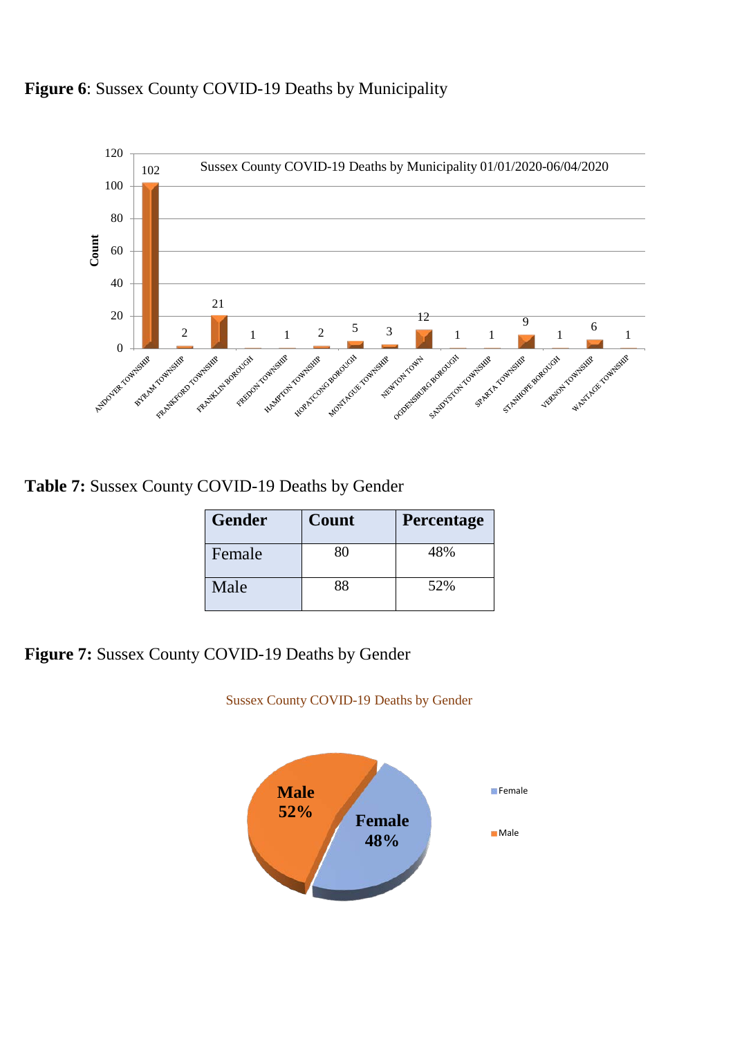**Figure 6**: Sussex County COVID-19 Deaths by Municipality

**Table 7:** Sussex County COVID-19 Deaths by Gender

| Gender | Count | Percentage |
|---|---|---|
| Female | 80 | 48% |
| Male | 88 | 52% |

**Figure 7:** Sussex County COVID-19 Deaths by Gender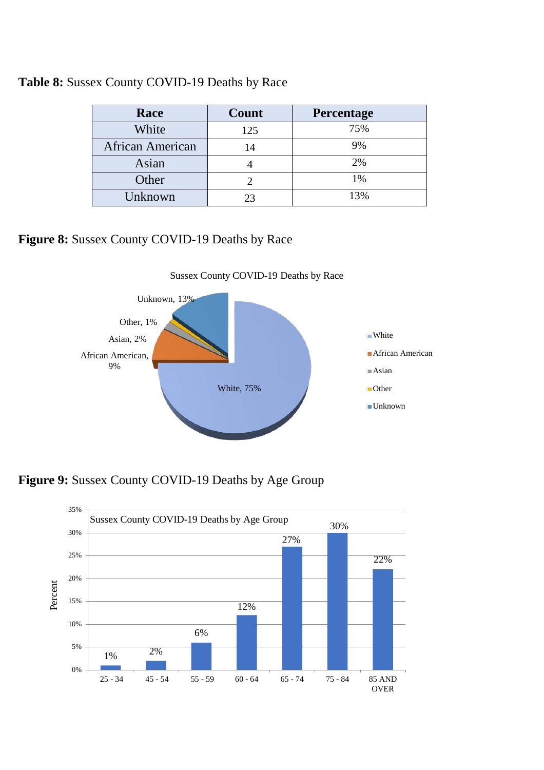**Table 8:** Sussex County COVID-19 Deaths by Race

| Race | Count | Percentage |
|---|---|---|
| White | 125 | 75% |
| African American | 14 | 9% |
| Asian | 4 | 2% |
| Other | 2 | 1% |
| Unknown | 23 | 13% |

**Figure 8:** Sussex County COVID-19 Deaths by Race

**Figure 9:** Sussex County COVID-19 Deaths by Age Group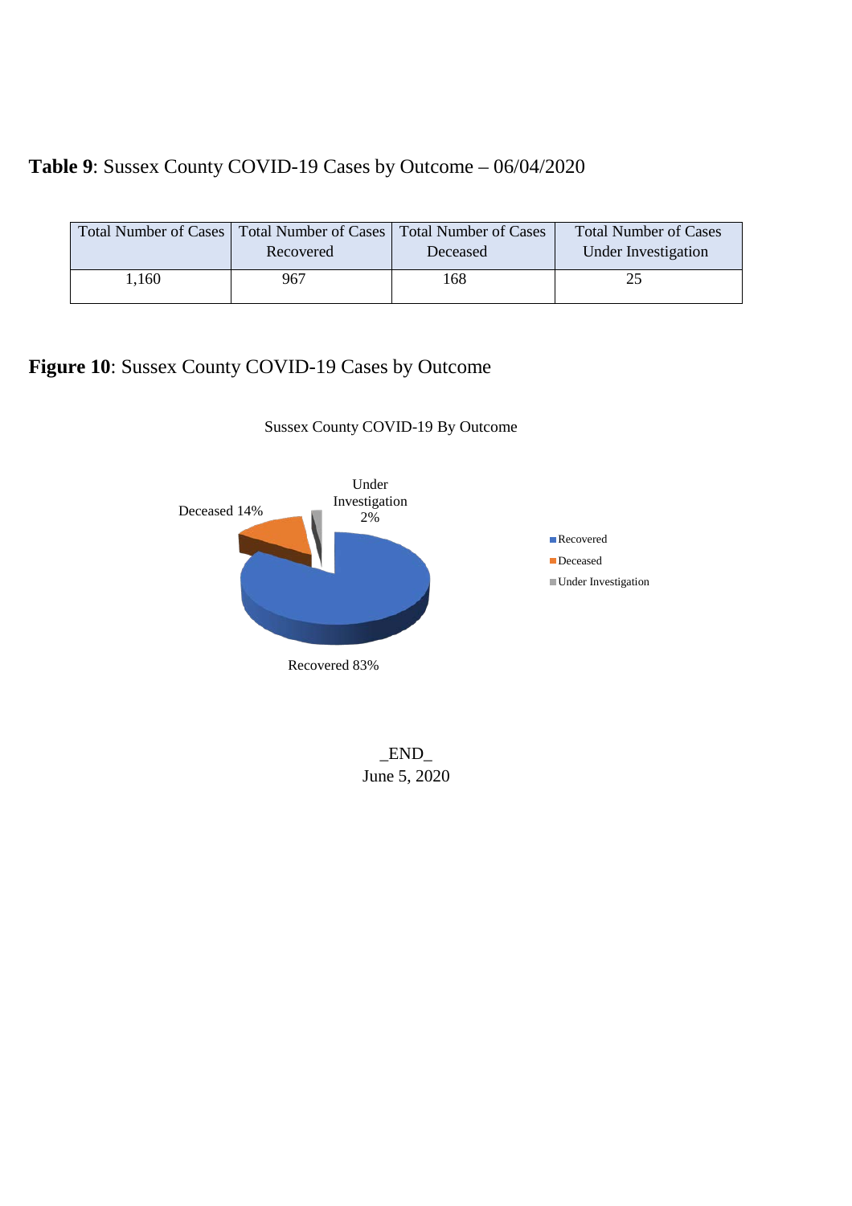**Table 9**: Sussex County COVID-19 Cases by Outcome – 06/04/2020

| Total Number of Cases | Total Number of Cases Recovered | Total Number of Cases Deceased | Total Number of Cases Under Investigation |
|---|---|---|---|
| 1,160 | 967 | 168 | 25 |

**Figure 10**: Sussex County COVID-19 Cases by Outcome

Sussex County COVID-19 By Outcome

Under Investigation 2%

Deceased 14%

Recovered 83%

Recovered

Deceased

Under Investigation

_END_
June 5, 2020